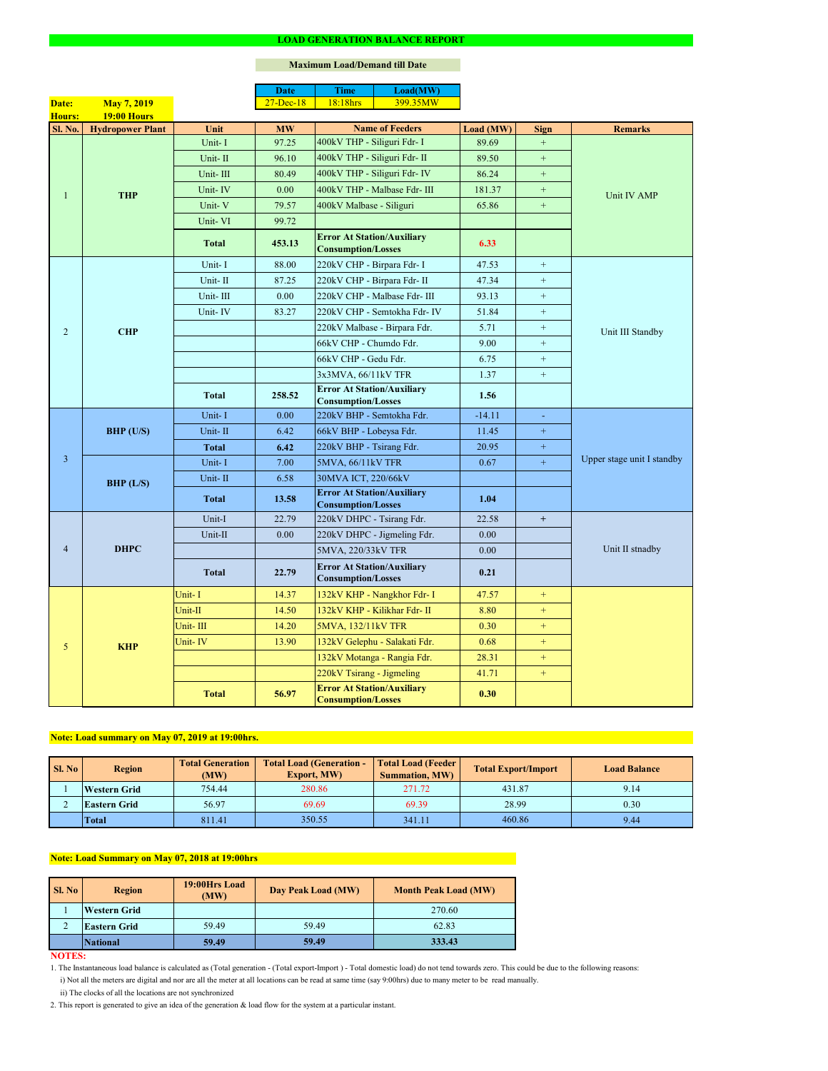# LOAD GENERATION BALANCE REPORT

**Maximum Load/Demand till Date**

| Date | Time | Load(MW) |
|---|---|---|
| 27-Dec-18 | 18:18hrs | 399.35MW |

**Date:** May 7, 2019
**Hours:** 19:00 Hours

| Sl. No. | Hydropower Plant | Unit | MW | Name of Feeders | Load (MW) | Sign | Remarks |
|---|---|---|---|---|---|---|---|
| 1 | THP | Unit- I | 97.25 | 400kV THP - Siliguri Fdr- I | 89.69 | + | Unit IV AMP |
| | | Unit- II | 96.10 | 400kV THP - Siliguri Fdr- II | 89.50 | + | |
| | | Unit- III | 80.49 | 400kV THP - Siliguri Fdr- IV | 86.24 | + | |
| | | Unit- IV | 0.00 | 400kV THP - Malbase Fdr- III | 181.37 | + | |
| | | Unit- V | 79.57 | 400kV Malbase - Siliguri | 65.86 | + | |
| | | Unit- VI | 99.72 | | | | |
| | | **Total** | **453.13** | **Error At Station/Auxiliary Consumption/Losses** | **6.33** | | |
| 2 | CHP | Unit- I | 88.00 | 220kV CHP - Birpara Fdr- I | 47.53 | + | Unit III Standby |
| | | Unit- II | 87.25 | 220kV CHP - Birpara Fdr- II | 47.34 | + | |
| | | Unit- III | 0.00 | 220kV CHP - Malbase Fdr- III | 93.13 | + | |
| | | Unit- IV | 83.27 | 220kV CHP - Semtokha Fdr- IV | 51.84 | + | |
| | | | | 220kV Malbase - Birpara Fdr. | 5.71 | + | |
| | | | | 66kV CHP - Chumdo Fdr. | 9.00 | + | |
| | | | | 66kV CHP - Gedu Fdr. | 6.75 | + | |
| | | | | 3x3MVA, 66/11kV TFR | 1.37 | + | |
| | | **Total** | **258.52** | **Error At Station/Auxiliary Consumption/Losses** | **1.56** | | |
| 3 | BHP (U/S) | Unit- I | 0.00 | 220kV BHP - Semtokha Fdr. | -14.11 | - | Upper stage unit I standby |
| | | Unit- II | 6.42 | 66kV BHP - Lobeysa Fdr. | 11.45 | + | |
| | | **Total** | **6.42** | 220kV BHP - Tsirang Fdr. | 20.95 | + | |
| | BHP (L/S) | Unit- I | 7.00 | 5MVA, 66/11kV TFR | 0.67 | + | |
| | | Unit- II | 6.58 | 30MVA ICT, 220/66kV | | | |
| | | **Total** | **13.58** | **Error At Station/Auxiliary Consumption/Losses** | **1.04** | | |
| 4 | DHPC | Unit-I | 22.79 | 220kV DHPC - Tsirang Fdr. | 22.58 | + | Unit II stnadby |
| | | Unit-II | 0.00 | 220kV DHPC - Jigmeling Fdr. | 0.00 | | |
| | | | | 5MVA, 220/33kV TFR | 0.00 | | |
| | | **Total** | **22.79** | **Error At Station/Auxiliary Consumption/Losses** | **0.21** | | |
| 5 | KHP | Unit- I | 14.37 | 132kV KHP - Nangkhor Fdr- I | 47.57 | + | |
| | | Unit-II | 14.50 | 132kV KHP - Kilikhar Fdr- II | 8.80 | + | |
| | | Unit- III | 14.20 | 5MVA, 132/11kV TFR | 0.30 | + | |
| | | Unit- IV | 13.90 | 132kV Gelephu - Salakati Fdr. | 0.68 | + | |
| | | | | 132kV Motanga - Rangia Fdr. | 28.31 | + | |
| | | | | 220kV Tsirang - Jigmeling | 41.71 | + | |
| | | **Total** | **56.97** | **Error At Station/Auxiliary Consumption/Losses** | **0.30** | | |

**Note: Load summary on May 07, 2019 at 19:00hrs.**

| Sl. No | Region | Total Generation (MW) | Total Load (Generation - Export, MW) | Total Load (Feeder Summation, MW) | Total Export/Import | Load Balance |
|---|---|---|---|---|---|---|
| 1 | Western Grid | 754.44 | 280.86 | 271.72 | 431.87 | 9.14 |
| 2 | Eastern Grid | 56.97 | 69.69 | 69.39 | 28.99 | 0.30 |
| | Total | 811.41 | 350.55 | 341.11 | 460.86 | 9.44 |

**Note: Load Summary on May 07, 2018 at 19:00hrs**

| Sl. No | Region | 19:00Hrs Load (MW) | Day Peak Load (MW) | Month Peak Load (MW) |
|---|---|---|---|---|
| 1 | Western Grid | | | 270.60 |
| 2 | Eastern Grid | 59.49 | 59.49 | 62.83 |
| | **National** | **59.49** | **59.49** | **333.43** |

**NOTES:**

1. The Instantaneous load balance is calculated as (Total generation - (Total export-Import ) - Total domestic load) do not tend towards zero. This could be due to the following reasons:
   i) Not all the meters are digital and nor are all the meter at all locations can be read at same time (say 9:00hrs) due to many meter to be read manually.
   ii) The clocks of all the locations are not synchronized
2. This report is generated to give an idea of the generation & load flow for the system at a particular instant.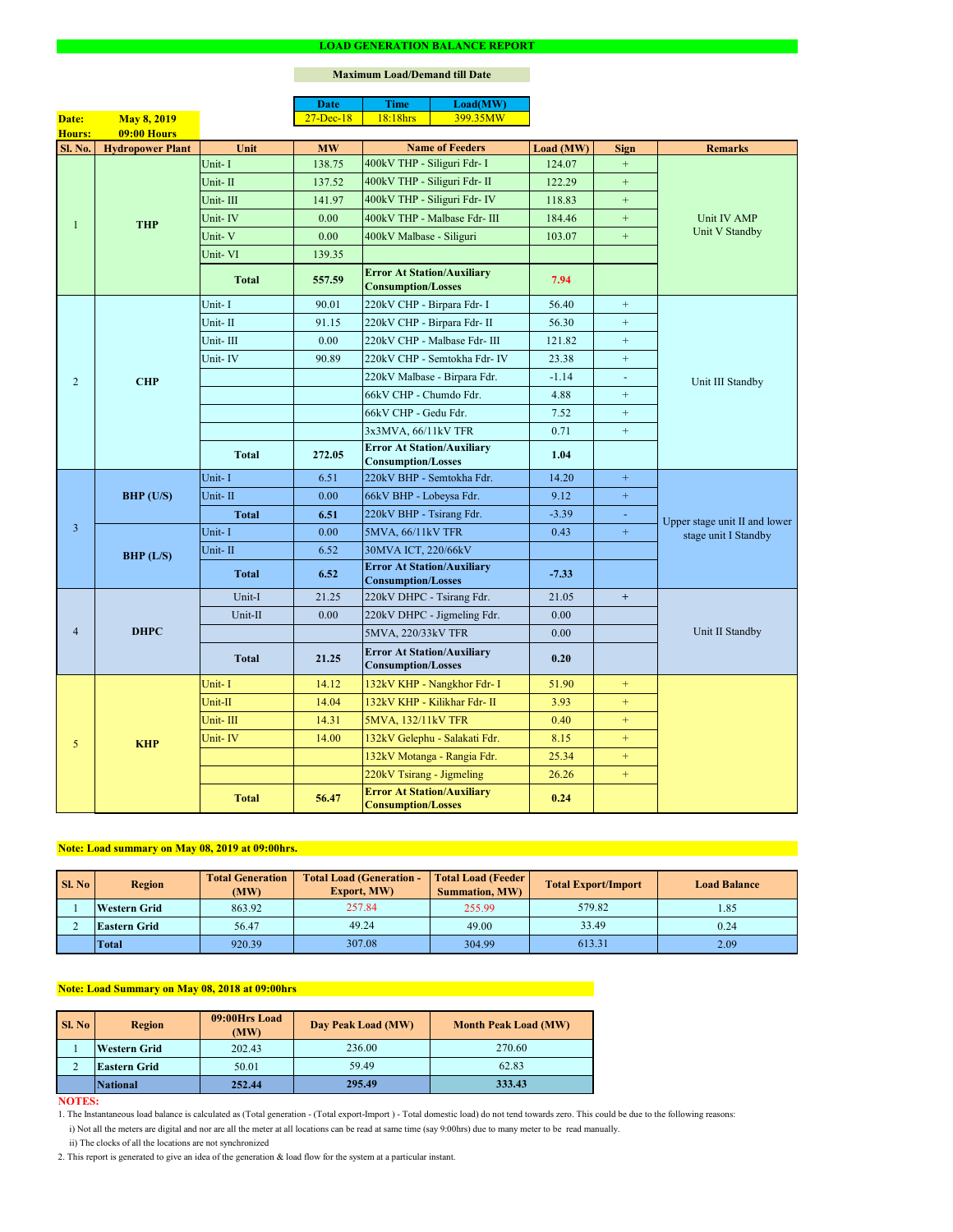# LOAD GENERATION BALANCE REPORT

**Maximum Load/Demand till Date**

| Date | Time | Load(MW) |
|---|---|---|
| 27-Dec-18 | 18:18hrs | 399.35MW |

**Date:** May 8, 2019
**Hours:** 09:00 Hours

| Sl. No. | Hydropower Plant | Unit | MW | Name of Feeders | Load (MW) | Sign | Remarks |
|---|---|---|---|---|---|---|---|
| 1 | THP | Unit- I | 138.75 | 400kV THP - Siliguri Fdr- I | 124.07 | + | Unit IV AMP Unit V Standby |
| | | Unit- II | 137.52 | 400kV THP - Siliguri Fdr- II | 122.29 | + | |
| | | Unit- III | 141.97 | 400kV THP - Siliguri Fdr- IV | 118.83 | + | |
| | | Unit- IV | 0.00 | 400kV THP - Malbase Fdr- III | 184.46 | + | |
| | | Unit- V | 0.00 | 400kV Malbase - Siliguri | 103.07 | + | |
| | | Unit- VI | 139.35 | | | | |
| | | **Total** | **557.59** | **Error At Station/Auxiliary Consumption/Losses** | **7.94** | | |
| 2 | CHP | Unit- I | 90.01 | 220kV CHP - Birpara Fdr- I | 56.40 | + | Unit III Standby |
| | | Unit- II | 91.15 | 220kV CHP - Birpara Fdr- II | 56.30 | + | |
| | | Unit- III | 0.00 | 220kV CHP - Malbase Fdr- III | 121.82 | + | |
| | | Unit- IV | 90.89 | 220kV CHP - Semtokha Fdr- IV | 23.38 | + | |
| | | | | 220kV Malbase - Birpara Fdr. | -1.14 | - | |
| | | | | 66kV CHP - Chumdo Fdr. | 4.88 | + | |
| | | | | 66kV CHP - Gedu Fdr. | 7.52 | + | |
| | | | | 3x3MVA, 66/11kV TFR | 0.71 | + | |
| | | **Total** | **272.05** | **Error At Station/Auxiliary Consumption/Losses** | **1.04** | | |
| 3 | BHP (U/S) | Unit- I | 6.51 | 220kV BHP - Semtokha Fdr. | 14.20 | + | Upper stage unit II and lower stage unit I Standby |
| | | Unit- II | 0.00 | 66kV BHP - Lobeysa Fdr. | 9.12 | + | |
| | | **Total** | **6.51** | 220kV BHP - Tsirang Fdr. | -3.39 | - | |
| | BHP (L/S) | Unit- I | 0.00 | 5MVA, 66/11kV TFR | 0.43 | + | |
| | | Unit- II | 6.52 | 30MVA ICT, 220/66kV | | | |
| | | **Total** | **6.52** | **Error At Station/Auxiliary Consumption/Losses** | **-7.33** | | |
| 4 | DHPC | Unit-I | 21.25 | 220kV DHPC - Tsirang Fdr. | 21.05 | + | Unit II Standby |
| | | Unit-II | 0.00 | 220kV DHPC - Jigmeling Fdr. | 0.00 | | |
| | | | | 5MVA, 220/33kV TFR | 0.00 | | |
| | | **Total** | **21.25** | **Error At Station/Auxiliary Consumption/Losses** | **0.20** | | |
| 5 | KHP | Unit- I | 14.12 | 132kV KHP - Nangkhor Fdr- I | 51.90 | + | |
| | | Unit-II | 14.04 | 132kV KHP - Kilikhar Fdr- II | 3.93 | + | |
| | | Unit- III | 14.31 | 5MVA, 132/11kV TFR | 0.40 | + | |
| | | Unit- IV | 14.00 | 132kV Gelephu - Salakati Fdr. | 8.15 | + | |
| | | | | 132kV Motanga - Rangia Fdr. | 25.34 | + | |
| | | | | 220kV Tsirang - Jigmeling | 26.26 | + | |
| | | **Total** | **56.47** | **Error At Station/Auxiliary Consumption/Losses** | **0.24** | | |

**Note: Load summary on May 08, 2019 at 09:00hrs.**

| Sl. No | Region | Total Generation (MW) | Total Load (Generation - Export, MW) | Total Load (Feeder Summation, MW) | Total Export/Import | Load Balance |
|---|---|---|---|---|---|---|
| 1 | Western Grid | 863.92 | 257.84 | 255.99 | 579.82 | 1.85 |
| 2 | Eastern Grid | 56.47 | 49.24 | 49.00 | 33.49 | 0.24 |
| | **Total** | 920.39 | 307.08 | 304.99 | 613.31 | 2.09 |

**Note: Load Summary on May 08, 2018 at 09:00hrs**

| Sl. No | Region | 09:00Hrs Load (MW) | Day Peak Load (MW) | Month Peak Load (MW) |
|---|---|---|---|---|
| 1 | Western Grid | 202.43 | 236.00 | 270.60 |
| 2 | Eastern Grid | 50.01 | 59.49 | 62.83 |
| | **National** | **252.44** | **295.49** | **333.43** |

**NOTES:**

1. The Instantaneous load balance is calculated as (Total generation - (Total export-Import ) - Total domestic load) do not tend towards zero. This could be due to the following reasons:
   i) Not all the meters are digital and nor are all the meter at all locations can be read at same time (say 9:00hrs) due to many meter to be read manually.
   ii) The clocks of all the locations are not synchronized
2. This report is generated to give an idea of the generation & load flow for the system at a particular instant.